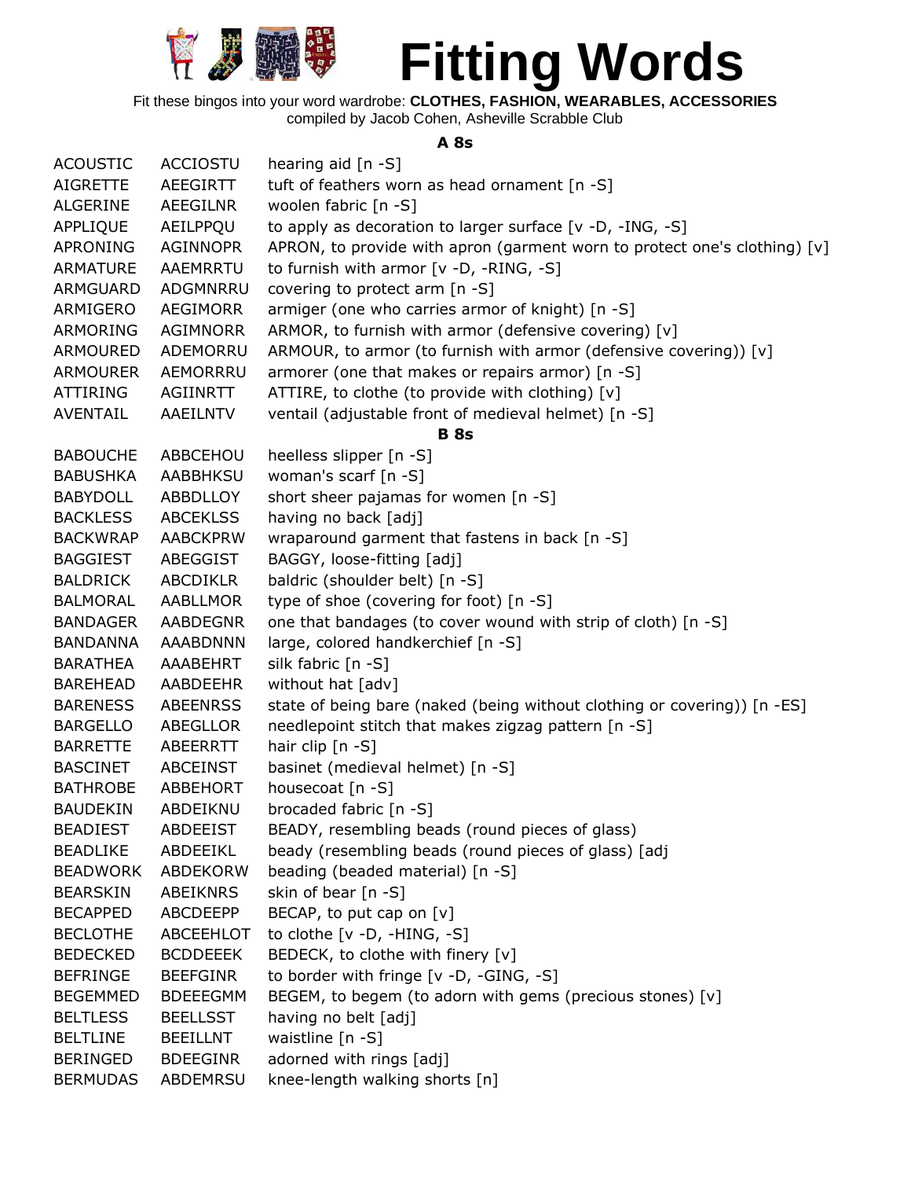# Fitting Words

Fit these bingos into your word wardrobe: **CLOTHES, FASHION, WEARABLES, ACCESSORIES**
compiled by Jacob Cohen, Asheville Scrabble Club

### A 8s

| | | |
|---|---|---|
| ACOUSTIC | ACCIOSTU | hearing aid [n -S] |
| AIGRETTE | AEEGIRTT | tuft of feathers worn as head ornament [n -S] |
| ALGERINE | AEEGILNR | woolen fabric [n -S] |
| APPLIQUE | AEILPPQU | to apply as decoration to larger surface [v -D, -ING, -S] |
| APRONING | AGINNOPR | APRON, to provide with apron (garment worn to protect one's clothing) [v] |
| ARMATURE | AAEMRRTU | to furnish with armor [v -D, -RING, -S] |
| ARMGUARD | ADGMNRRU | covering to protect arm [n -S] |
| ARMIGERO | AEGIMORR | armiger (one who carries armor of knight) [n -S] |
| ARMORING | AGIMNORR | ARMOR, to furnish with armor (defensive covering) [v] |
| ARMOURED | ADEMORRU | ARMOUR, to armor (to furnish with armor (defensive covering)) [v] |
| ARMOURER | AEMORRRU | armorer (one that makes or repairs armor) [n -S] |
| ATTIRING | AGIINRTT | ATTIRE, to clothe (to provide with clothing) [v] |
| AVENTAIL | AAEILNTV | ventail (adjustable front of medieval helmet) [n -S] |

### B 8s

| | | |
|---|---|---|
| BABOUCHE | ABBCEHOU | heelless slipper [n -S] |
| BABUSHKA | AABBHKSU | woman's scarf [n -S] |
| BABYDOLL | ABBDLLOY | short sheer pajamas for women [n -S] |
| BACKLESS | ABCEKLSS | having no back [adj] |
| BACKWRAP | AABCKPRW | wraparound garment that fastens in back [n -S] |
| BAGGIEST | ABEGGIST | BAGGY, loose-fitting [adj] |
| BALDRICK | ABCDIKLR | baldric (shoulder belt) [n -S] |
| BALMORAL | AABLLMOR | type of shoe (covering for foot) [n -S] |
| BANDAGER | AABDEGNR | one that bandages (to cover wound with strip of cloth) [n -S] |
| BANDANNA | AAABDNNN | large, colored handkerchief [n -S] |
| BARATHEA | AAABEHRT | silk fabric [n -S] |
| BAREHEAD | AABDEEHR | without hat [adv] |
| BARENESS | ABEENRSS | state of being bare (naked (being without clothing or covering)) [n -ES] |
| BARGELLO | ABEGLLOR | needlepoint stitch that makes zigzag pattern [n -S] |
| BARRETTE | ABEERRTT | hair clip [n -S] |
| BASCINET | ABCEINST | basinet (medieval helmet) [n -S] |
| BATHROBE | ABBEHORT | housecoat [n -S] |
| BAUDEKIN | ABDEIKNU | brocaded fabric [n -S] |
| BEADIEST | ABDEEIST | BEADY, resembling beads (round pieces of glass) |
| BEADLIKE | ABDEEIKL | beady (resembling beads (round pieces of glass) [adj |
| BEADWORK | ABDEKORW | beading (beaded material) [n -S] |
| BEARSKIN | ABEIKNRS | skin of bear [n -S] |
| BECAPPED | ABCDEEPP | BECAP, to put cap on [v] |
| BECLOTHE | ABCEEHLOT | to clothe [v -D, -HING, -S] |
| BEDECKED | BCDDEEEK | BEDECK, to clothe with finery [v] |
| BEFRINGE | BEEFGINR | to border with fringe [v -D, -GING, -S] |
| BEGEMMED | BDEEEGMM | BEGEM, to begem (to adorn with gems (precious stones) [v] |
| BELTLESS | BEELLSST | having no belt [adj] |
| BELTLINE | BEEILLNT | waistline [n -S] |
| BERINGED | BDEEGINR | adorned with rings [adj] |
| BERMUDAS | ABDEMRSU | knee-length walking shorts [n] |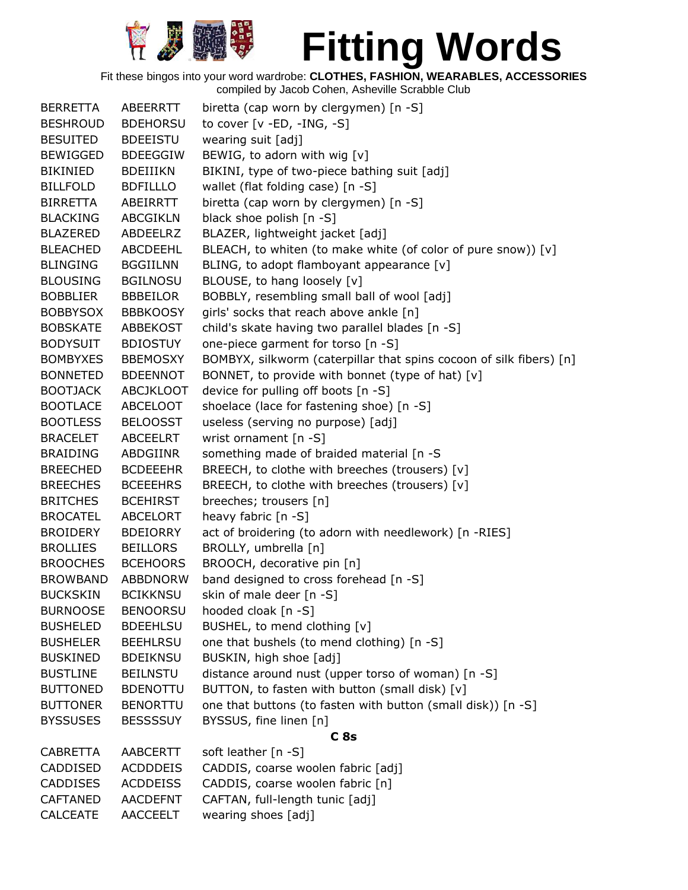# Fitting Words

Fit these bingos into your word wardrobe: **CLOTHES, FASHION, WEARABLES, ACCESSORIES**
compiled by Jacob Cohen, Asheville Scrabble Club

| | | |
|---|---|---|
| BERRETTA | ABEERRTT | biretta (cap worn by clergymen) [n -S] |
| BESHROUD | BDEHORSU | to cover [v -ED, -ING, -S] |
| BESUITED | BDEEISTU | wearing suit [adj] |
| BEWIGGED | BDEEGGIW | BEWIG, to adorn with wig [v] |
| BIKINIED | BDEIIIKN | BIKINI, type of two-piece bathing suit [adj] |
| BILLFOLD | BDFILLLO | wallet (flat folding case) [n -S] |
| BIRRETTA | ABEIRRTT | biretta (cap worn by clergymen) [n -S] |
| BLACKING | ABCGIKLN | black shoe polish [n -S] |
| BLAZERED | ABDEELRZ | BLAZER, lightweight jacket [adj] |
| BLEACHED | ABCDEEHL | BLEACH, to whiten (to make white (of color of pure snow)) [v] |
| BLINGING | BGGIILNN | BLING, to adopt flamboyant appearance [v] |
| BLOUSING | BGILNOSU | BLOUSE, to hang loosely [v] |
| BOBBLIER | BBBEILOR | BOBBLY, resembling small ball of wool [adj] |
| BOBBYSOX | BBBKOOSY | girls' socks that reach above ankle [n] |
| BOBSKATE | ABBEKOST | child's skate having two parallel blades [n -S] |
| BODYSUIT | BDIOSTUY | one-piece garment for torso [n -S] |
| BOMBYXES | BBEMOSXY | BOMBYX, silkworm (caterpillar that spins cocoon of silk fibers) [n] |
| BONNETED | BDEENNOT | BONNET, to provide with bonnet (type of hat) [v] |
| BOOTJACK | ABCJKLOOT | device for pulling off boots [n -S] |
| BOOTLACE | ABCELOOT | shoelace (lace for fastening shoe) [n -S] |
| BOOTLESS | BELOOSST | useless (serving no purpose) [adj] |
| BRACELET | ABCEELRT | wrist ornament [n -S] |
| BRAIDING | ABDGIINR | something made of braided material [n -S |
| BREECHED | BCDEEEHR | BREECH, to clothe with breeches (trousers) [v] |
| BREECHES | BCEEEHRS | BREECH, to clothe with breeches (trousers) [v] |
| BRITCHES | BCEHIRST | breeches; trousers [n] |
| BROCATEL | ABCELORT | heavy fabric [n -S] |
| BROIDERY | BDEIORRY | act of broidering (to adorn with needlework) [n -RIES] |
| BROLLIES | BEILLORS | BROLLY, umbrella [n] |
| BROOCHES | BCEHOORS | BROOCH, decorative pin [n] |
| BROWBAND | ABBDNORW | band designed to cross forehead [n -S] |
| BUCKSKIN | BCIKKNSU | skin of male deer [n -S] |
| BURNOOSE | BENOORSU | hooded cloak [n -S] |
| BUSHELED | BDEEHLSU | BUSHEL, to mend clothing [v] |
| BUSHELER | BEEHLRSU | one that bushels (to mend clothing) [n -S] |
| BUSKINED | BDEIKNSU | BUSKIN, high shoe [adj] |
| BUSTLINE | BEILNSTU | distance around nust (upper torso of woman) [n -S] |
| BUTTONED | BDENOTTU | BUTTON, to fasten with button (small disk) [v] |
| BUTTONER | BENORTTU | one that buttons (to fasten with button (small disk)) [n -S] |
| BYSSUSES | BESSSSUY | BYSSUS, fine linen [n] |

**C 8s**

| | | |
|---|---|---|
| CABRETTA | AABCERTT | soft leather [n -S] |
| CADDISED | ACDDDEIS | CADDIS, coarse woolen fabric [adj] |
| CADDISES | ACDDEISS | CADDIS, coarse woolen fabric [n] |
| CAFTANED | AACDEFNT | CAFTAN, full-length tunic [adj] |
| CALCEATE | AACCEELT | wearing shoes [adj] |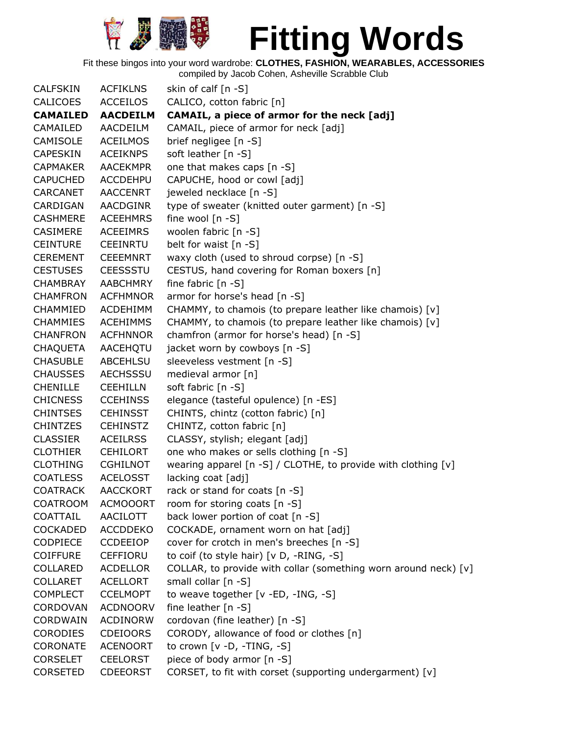# Fitting Words

Fit these bingos into your word wardrobe: **CLOTHES, FASHION, WEARABLES, ACCESSORIES**
compiled by Jacob Cohen, Asheville Scrabble Club

| | | |
|---|---|---|
| CALFSKIN | ACFIKLNS | skin of calf [n -S] |
| CALICOES | ACCEILOS | CALICO, cotton fabric [n] |
| **CAMAILED** | **AACDEILM** | **CAMAIL, a piece of armor for the neck [adj]** |
| CAMAILED | AACDEILM | CAMAIL, piece of armor for neck [adj] |
| CAMISOLE | ACEILMOS | brief negligee [n -S] |
| CAPESKIN | ACEIKNPS | soft leather [n -S] |
| CAPMAKER | AACEKMPR | one that makes caps [n -S] |
| CAPUCHED | ACCDEHPU | CAPUCHE, hood or cowl [adj] |
| CARCANET | AACCENRT | jeweled necklace [n -S] |
| CARDIGAN | AACDGINR | type of sweater (knitted outer garment) [n -S] |
| CASHMERE | ACEEHMRS | fine wool [n -S] |
| CASIMERE | ACEEIMRS | woolen fabric [n -S] |
| CEINTURE | CEEINRTU | belt for waist [n -S] |
| CEREMENT | CEEEMNRT | waxy cloth (used to shroud corpse) [n -S] |
| CESTUSES | CEESSSTU | CESTUS, hand covering for Roman boxers [n] |
| CHAMBRAY | AABCHMRY | fine fabric [n -S] |
| CHAMFRON | ACFHMNOR | armor for horse's head [n -S] |
| CHAMMIED | ACDEHIMM | CHAMMY, to chamois (to prepare leather like chamois) [v] |
| CHAMMIES | ACEHIMMS | CHAMMY, to chamois (to prepare leather like chamois) [v] |
| CHANFRON | ACFHNNOR | chamfron (armor for horse's head) [n -S] |
| CHAQUETA | AACEHQTU | jacket worn by cowboys [n -S] |
| CHASUBLE | ABCEHLSU | sleeveless vestment [n -S] |
| CHAUSSES | AECHSSSU | medieval armor [n] |
| CHENILLE | CEEHILLN | soft fabric [n -S] |
| CHICNESS | CCEHINSS | elegance (tasteful opulence) [n -ES] |
| CHINTSES | CEHINSST | CHINTS, chintz (cotton fabric) [n] |
| CHINTZES | CEHINSTZ | CHINTZ, cotton fabric [n] |
| CLASSIER | ACEILRSS | CLASSY, stylish; elegant [adj] |
| CLOTHIER | CEHILORT | one who makes or sells clothing [n -S] |
| CLOTHING | CGHILNOT | wearing apparel [n -S] / CLOTHE, to provide with clothing [v] |
| COATLESS | ACELOSST | lacking coat [adj] |
| COATRACK | AACCKORT | rack or stand for coats [n -S] |
| COATROOM | ACMOOORT | room for storing coats [n -S] |
| COATTAIL | AACILOTT | back lower portion of coat [n -S] |
| COCKADED | ACCDDEKO | COCKADE, ornament worn on hat [adj] |
| CODPIECE | CCDEEIOP | cover for crotch in men's breeches [n -S] |
| COIFFURE | CEFFIORU | to coif (to style hair) [v D, -RING, -S] |
| COLLARED | ACDELLOR | COLLAR, to provide with collar (something worn around neck) [v] |
| COLLARET | ACELLORT | small collar [n -S] |
| COMPLECT | CCELMOPT | to weave together [v -ED, -ING, -S] |
| CORDOVAN | ACDNOORV | fine leather [n -S] |
| CORDWAIN | ACDINORW | cordovan (fine leather) [n -S] |
| CORODIES | CDEIOORS | CORODY, allowance of food or clothes [n] |
| CORONATE | ACENOORT | to crown [v -D, -TING, -S] |
| CORSELET | CEELORST | piece of body armor [n -S] |
| CORSETED | CDEEORST | CORSET, to fit with corset (supporting undergarment) [v] |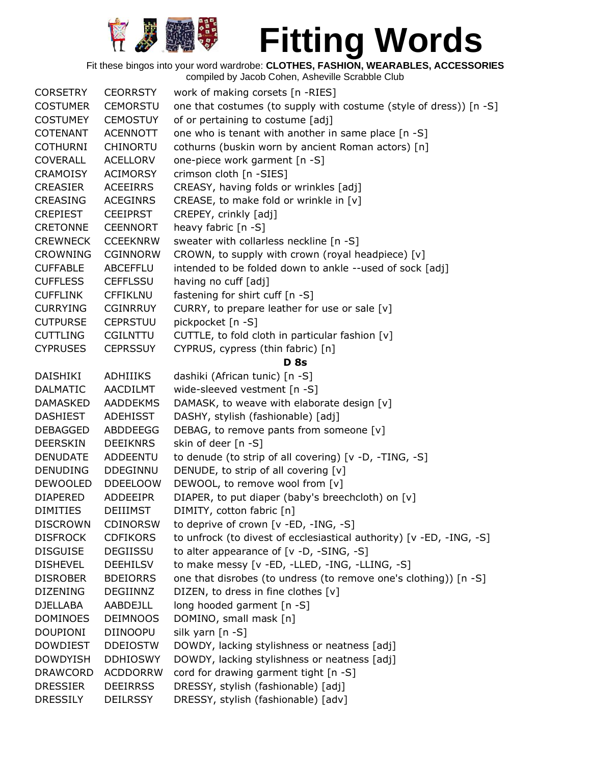# Fitting Words

Fit these bingos into your word wardrobe: **CLOTHES, FASHION, WEARABLES, ACCESSORIES**
compiled by Jacob Cohen, Asheville Scrabble Club

| | | |
|---|---|---|
| CORSETRY | CEORRSTY | work of making corsets [n -RIES] |
| COSTUMER | CEMORSTU | one that costumes (to supply with costume (style of dress)) [n -S] |
| COSTUMEY | CEMOSTUY | of or pertaining to costume [adj] |
| COTENANT | ACENNOTT | one who is tenant with another in same place [n -S] |
| COTHURNI | CHINORTU | cothurns (buskin worn by ancient Roman actors) [n] |
| COVERALL | ACELLORV | one-piece work garment [n -S] |
| CRAMOISY | ACIMORSY | crimson cloth [n -SIES] |
| CREASIER | ACEEIRRS | CREASY, having folds or wrinkles [adj] |
| CREASING | ACEGINRS | CREASE, to make fold or wrinkle in [v] |
| CREPIEST | CEEIPRST | CREPEY, crinkly [adj] |
| CRETONNE | CEENNORT | heavy fabric [n -S] |
| CREWNECK | CCEEKNRW | sweater with collarless neckline [n -S] |
| CROWNING | CGINNORW | CROWN, to supply with crown (royal headpiece) [v] |
| CUFFABLE | ABCEFFLU | intended to be folded down to ankle --used of sock [adj] |
| CUFFLESS | CEFFLSSU | having no cuff [adj] |
| CUFFLINK | CFFIKLNU | fastening for shirt cuff [n -S] |
| CURRYING | CGINRRUY | CURRY, to prepare leather for use or sale [v] |
| CUTPURSE | CEPRSTUU | pickpocket [n -S] |
| CUTTLING | CGILNTTU | CUTTLE, to fold cloth in particular fashion [v] |
| CYPRUSES | CEPRSSUY | CYPRUS, cypress (thin fabric) [n] |
| | | **D 8s** |
| DAISHIKI | ADHIIIKS | dashiki (African tunic) [n -S] |
| DALMATIC | AACDILMT | wide-sleeved vestment [n -S] |
| DAMASKED | AADDEKMS | DAMASK, to weave with elaborate design [v] |
| DASHIEST | ADEHISST | DASHY, stylish (fashionable) [adj] |
| DEBAGGED | ABDDEEGG | DEBAG, to remove pants from someone [v] |
| DEERSKIN | DEEIKNRS | skin of deer [n -S] |
| DENUDATE | ADDEENTU | to denude (to strip of all covering) [v -D, -TING, -S] |
| DENUDING | DDEGINNU | DENUDE, to strip of all covering [v] |
| DEWOOLED | DDEELOOW | DEWOOL, to remove wool from [v] |
| DIAPERED | ADDEEIPR | DIAPER, to put diaper (baby's breechcloth) on [v] |
| DIMITIES | DEIIIMST | DIMITY, cotton fabric [n] |
| DISCROWN | CDINORSW | to deprive of crown [v -ED, -ING, -S] |
| DISFROCK | CDFIKORS | to unfrock (to divest of ecclesiastical authority) [v -ED, -ING, -S] |
| DISGUISE | DEGIISSU | to alter appearance of [v -D, -SING, -S] |
| DISHEVEL | DEEHILSV | to make messy [v -ED, -LLED, -ING, -LLING, -S] |
| DISROBER | BDEIORRS | one that disrobes (to undress (to remove one's clothing)) [n -S] |
| DIZENING | DEGIINNZ | DIZEN, to dress in fine clothes [v] |
| DJELLABA | AABDEJLL | long hooded garment [n -S] |
| DOMINOES | DEIMNOOS | DOMINO, small mask [n] |
| DOUPIONI | DIINOOPU | silk yarn [n -S] |
| DOWDIEST | DDEIOSTW | DOWDY, lacking stylishness or neatness [adj] |
| DOWDYISH | DDHIOSWY | DOWDY, lacking stylishness or neatness [adj] |
| DRAWCORD | ACDDORRW | cord for drawing garment tight [n -S] |
| DRESSIER | DEEIRRSS | DRESSY, stylish (fashionable) [adj] |
| DRESSILY | DEILRSSY | DRESSY, stylish (fashionable) [adv] |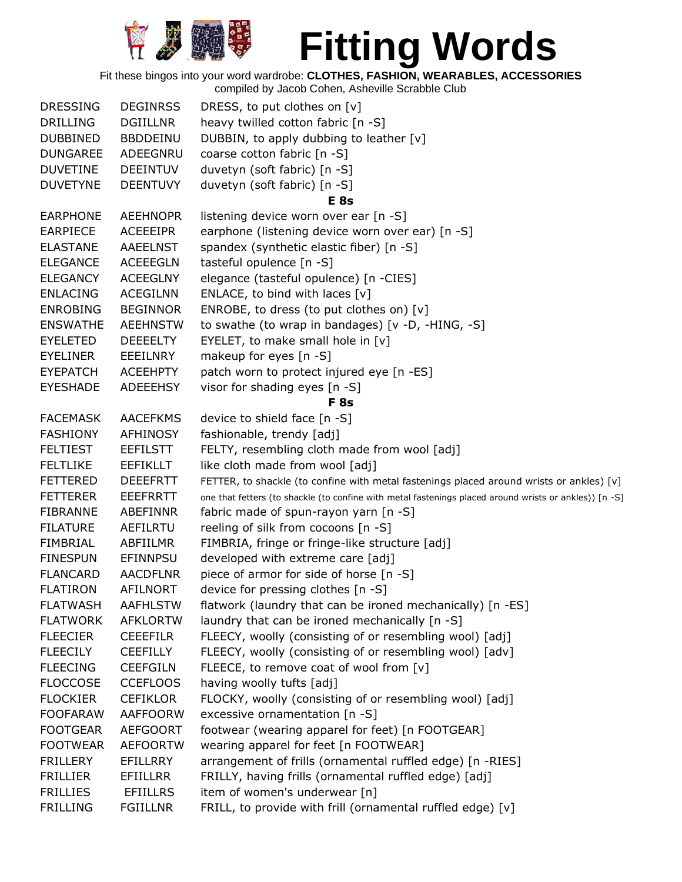# Fitting Words

Fit these bingos into your word wardrobe: **CLOTHES, FASHION, WEARABLES, ACCESSORIES**
compiled by Jacob Cohen, Asheville Scrabble Club

| | | |
|---|---|---|
| DRESSING | DEGINRSS | DRESS, to put clothes on [v] |
| DRILLING | DGIILLNR | heavy twilled cotton fabric [n -S] |
| DUBBINED | BBDDEINU | DUBBIN, to apply dubbing to leather [v] |
| DUNGAREE | ADEEGNRU | coarse cotton fabric [n -S] |
| DUVETINE | DEEINTUV | duvetyn (soft fabric) [n -S] |
| DUVETYNE | DEENTUVY | duvetyn (soft fabric) [n -S] |
| | | **E 8s** |
| EARPHONE | AEEHNOPR | listening device worn over ear [n -S] |
| EARPIECE | ACEEEIPR | earphone (listening device worn over ear) [n -S] |
| ELASTANE | AAEELNST | spandex (synthetic elastic fiber) [n -S] |
| ELEGANCE | ACEEEGLN | tasteful opulence [n -S] |
| ELEGANCY | ACEEGLNY | elegance (tasteful opulence) [n -CIES] |
| ENLACING | ACEGILNN | ENLACE, to bind with laces [v] |
| ENROBING | BEGINNOR | ENROBE, to dress (to put clothes on) [v] |
| ENSWATHE | AEEHNSTW | to swathe (to wrap in bandages) [v -D, -HING, -S] |
| EYELETED | DEEEELTY | EYELET, to make small hole in [v] |
| EYELINER | EEEILNRY | makeup for eyes [n -S] |
| EYEPATCH | ACEEHPTY | patch worn to protect injured eye [n -ES] |
| EYESHADE | ADEEEHSY | visor for shading eyes [n -S] |
| | | **F 8s** |
| FACEMASK | AACEFKMS | device to shield face [n -S] |
| FASHIONY | AFHINOSY | fashionable, trendy [adj] |
| FELTIEST | EEFILSTT | FELTY, resembling cloth made from wool [adj] |
| FELTLIKE | EEFIKLLT | like cloth made from wool [adj] |
| FETTERED | DEEEFRTT | FETTER, to shackle (to confine with metal fastenings placed around wrists or ankles) [v] |
| FETTERER | EEEFRRTT | one that fetters (to shackle (to confine with metal fastenings placed around wrists or ankles)) [n -S] |
| FIBRANNE | ABEFINNR | fabric made of spun-rayon yarn [n -S] |
| FILATURE | AEFILRTU | reeling of silk from cocoons [n -S] |
| FIMBRIAL | ABFIILMR | FIMBRIA, fringe or fringe-like structure [adj] |
| FINESPUN | EFINNPSU | developed with extreme care [adj] |
| FLANCARD | AACDFLNR | piece of armor for side of horse [n -S] |
| FLATIRON | AFILNORT | device for pressing clothes [n -S] |
| FLATWASH | AAFHLSTW | flatwork (laundry that can be ironed mechanically) [n -ES] |
| FLATWORK | AFKLORTW | laundry that can be ironed mechanically [n -S] |
| FLEECIER | CEEEFILR | FLEECY, woolly (consisting of or resembling wool) [adj] |
| FLEECILY | CEEFILLY | FLEECY, woolly (consisting of or resembling wool) [adv] |
| FLEECING | CEEFGILN | FLEECE, to remove coat of wool from [v] |
| FLOCCOSE | CCEFLOOS | having woolly tufts [adj] |
| FLOCKIER | CEFIKLOR | FLOCKY, woolly (consisting of or resembling wool) [adj] |
| FOOFARAW | AAFFOORW | excessive ornamentation [n -S] |
| FOOTGEAR | AEFGOORT | footwear (wearing apparel for feet) [n FOOTGEAR] |
| FOOTWEAR | AEFOORTW | wearing apparel for feet [n FOOTWEAR] |
| FRILLERY | EFILLRRY | arrangement of frills (ornamental ruffled edge) [n -RIES] |
| FRILLIER | EFIILLRR | FRILLY, having frills (ornamental ruffled edge) [adj] |
| FRILLIES | EFIILLRS | item of women's underwear [n] |
| FRILLING | FGIILLNR | FRILL, to provide with frill (ornamental ruffled edge) [v] |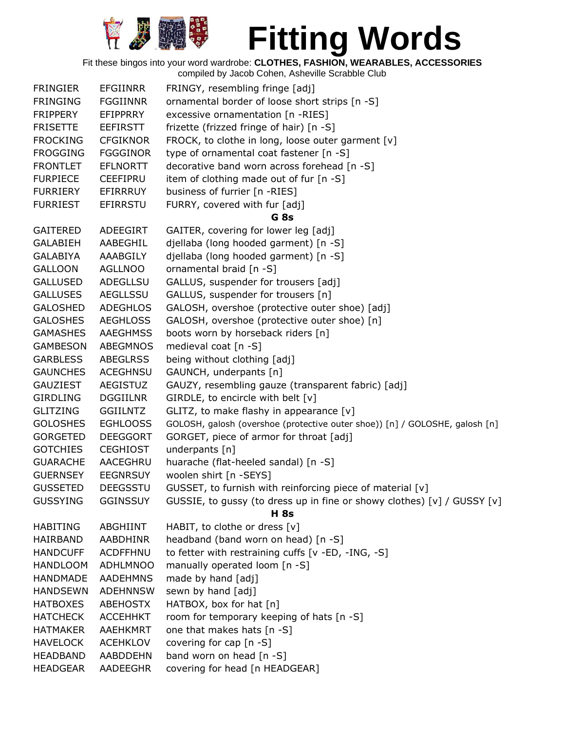# Fitting Words

Fit these bingos into your word wardrobe: **CLOTHES, FASHION, WEARABLES, ACCESSORIES**

compiled by Jacob Cohen, Asheville Scrabble Club

| | | |
|---|---|---|
| FRINGIER | EFGIINRR | FRINGY, resembling fringe [adj] |
| FRINGING | FGGIINNR | ornamental border of loose short strips [n -S] |
| FRIPPERY | EFIPPRRY | excessive ornamentation [n -RIES] |
| FRISETTE | EEFIRSTT | frizette (frizzed fringe of hair) [n -S] |
| FROCKING | CFGIKNOR | FROCK, to clothe in long, loose outer garment [v] |
| FROGGING | FGGGINOR | type of ornamental coat fastener [n -S] |
| FRONTLET | EFLNORTT | decorative band worn across forehead [n -S] |
| FURPIECE | CEEFIPRU | item of clothing made out of fur [n -S] |
| FURRIERY | EFIRRRUY | business of furrier [n -RIES] |
| FURRIEST | EFIRRSTU | FURRY, covered with fur [adj] |
| | | **G 8s** |
| GAITERED | ADEEGIRT | GAITER, covering for lower leg [adj] |
| GALABIEH | AABEGHIL | djellaba (long hooded garment) [n -S] |
| GALABIYA | AAABGILY | djellaba (long hooded garment) [n -S] |
| GALLOON | AGLLNOO | ornamental braid [n -S] |
| GALLUSED | ADEGLLSU | GALLUS, suspender for trousers [adj] |
| GALLUSES | AEGLLSSU | GALLUS, suspender for trousers [n] |
| GALOSHED | ADEGHLOS | GALOSH, overshoe (protective outer shoe) [adj] |
| GALOSHES | AEGHLOSS | GALOSH, overshoe (protective outer shoe) [n] |
| GAMASHES | AAEGHMSS | boots worn by horseback riders [n] |
| GAMBESON | ABEGMNOS | medieval coat [n -S] |
| GARBLESS | ABEGLRSS | being without clothing [adj] |
| GAUNCHES | ACEGHNSU | GAUNCH, underpants [n] |
| GAUZIEST | AEGISTUZ | GAUZY, resembling gauze (transparent fabric) [adj] |
| GIRDLING | DGGIILNR | GIRDLE, to encircle with belt [v] |
| GLITZING | GGIILNTZ | GLITZ, to make flashy in appearance [v] |
| GOLOSHES | EGHLOOSS | GOLOSH, galosh (overshoe (protective outer shoe)) [n] / GOLOSHE, galosh [n] |
| GORGETED | DEEGGORT | GORGET, piece of armor for throat [adj] |
| GOTCHIES | CEGHIOST | underpants [n] |
| GUARACHE | AACEGHRU | huarache (flat-heeled sandal) [n -S] |
| GUERNSEY | EEGNRSUY | woolen shirt [n -SEYS] |
| GUSSETED | DEEGSSTU | GUSSET, to furnish with reinforcing piece of material [v] |
| GUSSYING | GGINSSUY | GUSSIE, to gussy (to dress up in fine or showy clothes) [v] / GUSSY [v] |
| | | **H 8s** |
| HABITING | ABGHIINT | HABIT, to clothe or dress [v] |
| HAIRBAND | AABDHINR | headband (band worn on head) [n -S] |
| HANDCUFF | ACDFFHNU | to fetter with restraining cuffs [v -ED, -ING, -S] |
| HANDLOOM | ADHLMNOO | manually operated loom [n -S] |
| HANDMADE | AADEHMNS | made by hand [adj] |
| HANDSEWN | ADEHNNSW | sewn by hand [adj] |
| HATBOXES | ABEHOSTX | HATBOX, box for hat [n] |
| HATCHECK | ACCEHHKT | room for temporary keeping of hats [n -S] |
| HATMAKER | AAEHKMRT | one that makes hats [n -S] |
| HAVELOCK | ACEHKLOV | covering for cap [n -S] |
| HEADBAND | AABDDEHN | band worn on head [n -S] |
| HEADGEAR | AADEEGHR | covering for head [n HEADGEAR] |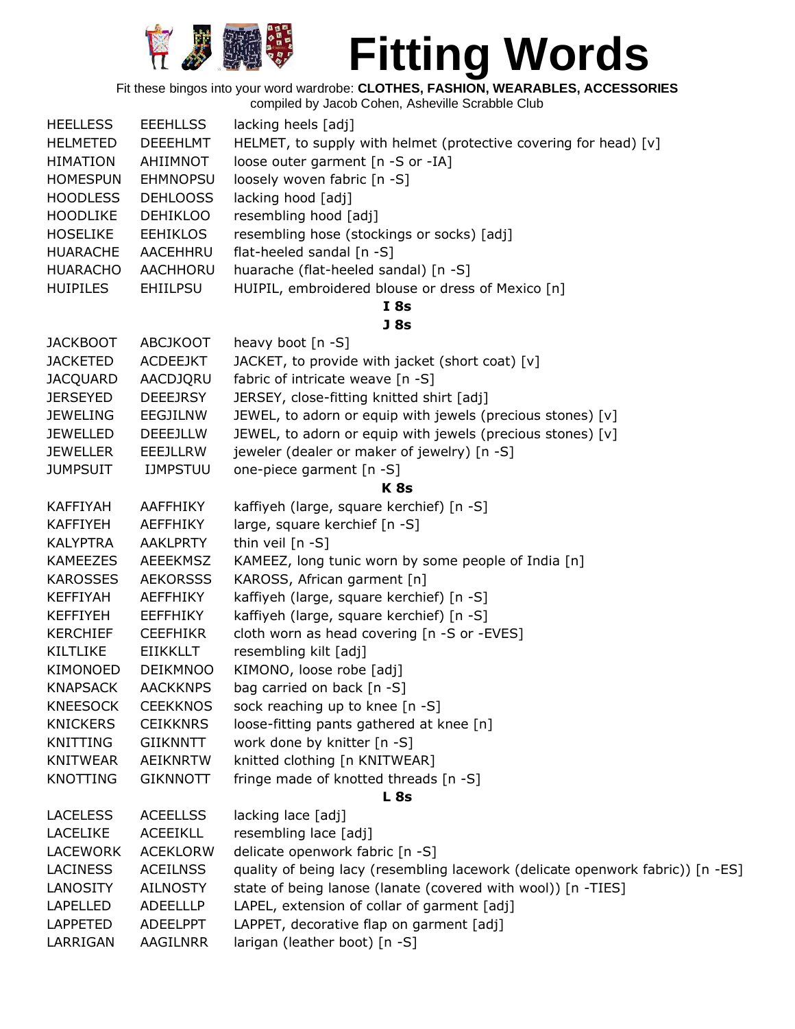# Fitting Words

Fit these bingos into your word wardrobe: **CLOTHES, FASHION, WEARABLES, ACCESSORIES**

compiled by Jacob Cohen, Asheville Scrabble Club

| | | |
|---|---|---|
| HEELLESS | EEEHLLSS | lacking heels [adj] |
| HELMETED | DEEEHLMT | HELMET, to supply with helmet (protective covering for head) [v] |
| HIMATION | AHIIMNOT | loose outer garment [n -S or -IA] |
| HOMESPUN | EHMNOPSU | loosely woven fabric [n -S] |
| HOODLESS | DEHLOOSS | lacking hood [adj] |
| HOODLIKE | DEHIKLOO | resembling hood [adj] |
| HOSELIKE | EEHIKLOS | resembling hose (stockings or socks) [adj] |
| HUARACHE | AACEHHRU | flat-heeled sandal [n -S] |
| HUARACHO | AACHHORU | huarache (flat-heeled sandal) [n -S] |
| HUIPILES | EHIILPSU | HUIPIL, embroidered blouse or dress of Mexico [n] |
| | | **I 8s** |
| | | **J 8s** |
| JACKBOOT | ABCJKOOT | heavy boot [n -S] |
| JACKETED | ACDEEJKT | JACKET, to provide with jacket (short coat) [v] |
| JACQUARD | AACDJQRU | fabric of intricate weave [n -S] |
| JERSEYED | DEEEJRSY | JERSEY, close-fitting knitted shirt [adj] |
| JEWELING | EEGJILNW | JEWEL, to adorn or equip with jewels (precious stones) [v] |
| JEWELLED | DEEEJLLW | JEWEL, to adorn or equip with jewels (precious stones) [v] |
| JEWELLER | EEEJLLRW | jeweler (dealer or maker of jewelry) [n -S] |
| JUMPSUIT | IJMPSTUU | one-piece garment [n -S] |
| | | **K 8s** |
| KAFFIYAH | AAFFHIKY | kaffiyeh (large, square kerchief) [n -S] |
| KAFFIYEH | AEFFHIKY | large, square kerchief [n -S] |
| KALYPTRA | AAKLPRTY | thin veil [n -S] |
| KAMEEZES | AEEEKMSZ | KAMEEZ, long tunic worn by some people of India [n] |
| KAROSSES | AEKORSSS | KAROSS, African garment [n] |
| KEFFIYAH | AEFFHIKY | kaffiyeh (large, square kerchief) [n -S] |
| KEFFIYEH | EEFFHIKY | kaffiyeh (large, square kerchief) [n -S] |
| KERCHIEF | CEEFHIKR | cloth worn as head covering [n -S or -EVES] |
| KILTLIKE | EIIKKLLT | resembling kilt [adj] |
| KIMONOED | DEIKMNOO | KIMONO, loose robe [adj] |
| KNAPSACK | AACKKNPS | bag carried on back [n -S] |
| KNEESOCK | CEEKKNOS | sock reaching up to knee [n -S] |
| KNICKERS | CEIKKNRS | loose-fitting pants gathered at knee [n] |
| KNITTING | GIIKNNTT | work done by knitter [n -S] |
| KNITWEAR | AEIKNRTW | knitted clothing [n KNITWEAR] |
| KNOTTING | GIKNNOTT | fringe made of knotted threads [n -S] |
| | | **L 8s** |
| LACELESS | ACEELLSS | lacking lace [adj] |
| LACELIKE | ACEEIKLL | resembling lace [adj] |
| LACEWORK | ACEKLORW | delicate openwork fabric [n -S] |
| LACINESS | ACEILNSS | quality of being lacy (resembling lacework (delicate openwork fabric)) [n -ES] |
| LANOSITY | AILNOSTY | state of being lanose (lanate (covered with wool)) [n -TIES] |
| LAPELLED | ADEELLLP | LAPEL, extension of collar of garment [adj] |
| LAPPETED | ADEELPPT | LAPPET, decorative flap on garment [adj] |
| LARRIGAN | AAGILNRR | larigan (leather boot) [n -S] |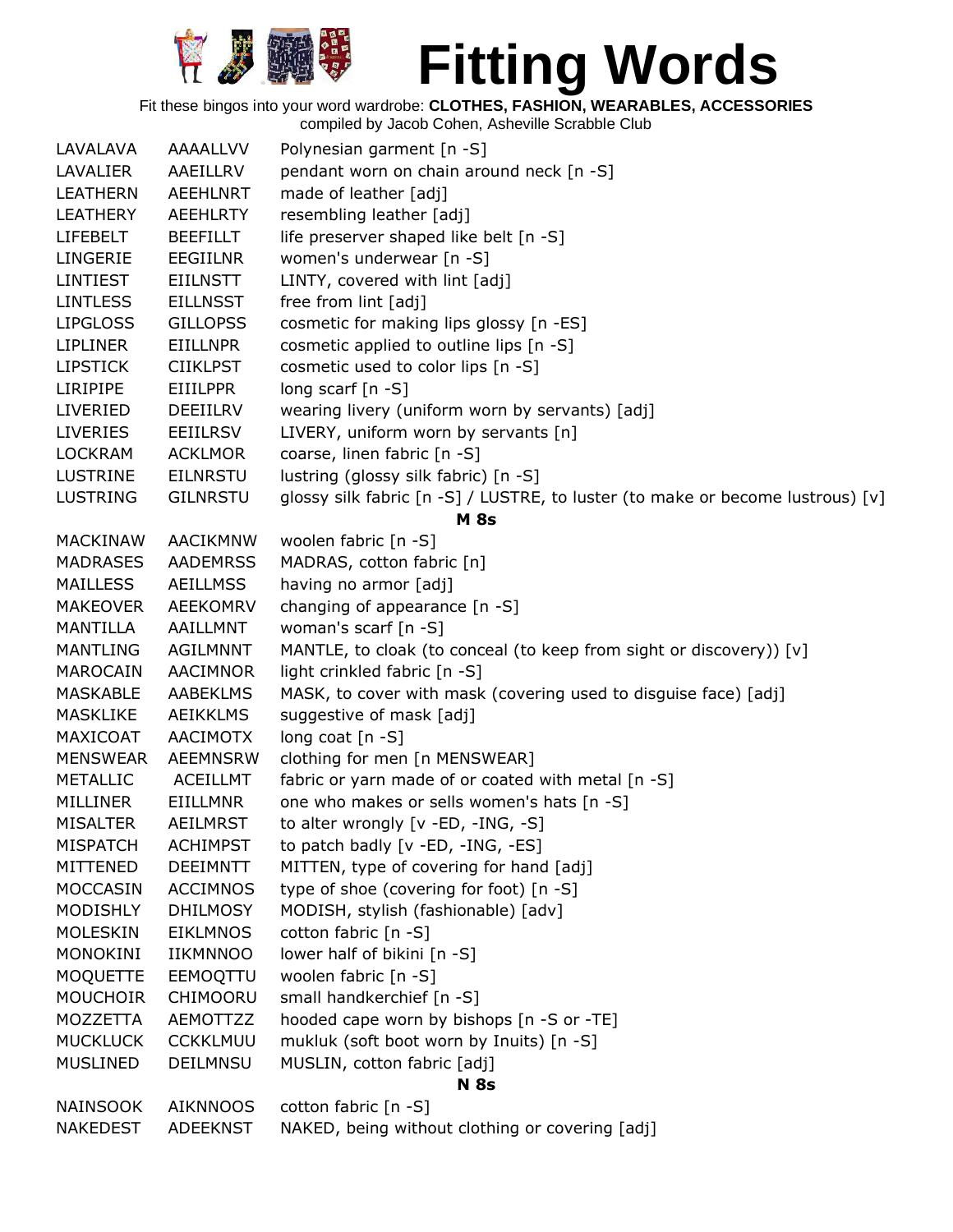# Fitting Words

Fit these bingos into your word wardrobe: **CLOTHES, FASHION, WEARABLES, ACCESSORIES**
compiled by Jacob Cohen, Asheville Scrabble Club

| | | |
|---|---|---|
| LAVALAVA | AAAALLVV | Polynesian garment [n -S] |
| LAVALIER | AAEILLRV | pendant worn on chain around neck [n -S] |
| LEATHERN | AEEHLNRT | made of leather [adj] |
| LEATHERY | AEEHLRTY | resembling leather [adj] |
| LIFEBELT | BEEFILLT | life preserver shaped like belt [n -S] |
| LINGERIE | EEGIILNR | women's underwear [n -S] |
| LINTIEST | EIILNSTT | LINTY, covered with lint [adj] |
| LINTLESS | EILLNSST | free from lint [adj] |
| LIPGLOSS | GILLOPSS | cosmetic for making lips glossy [n -ES] |
| LIPLINER | EIILLNPR | cosmetic applied to outline lips [n -S] |
| LIPSTICK | CIIKLPST | cosmetic used to color lips [n -S] |
| LIRIPIPE | EIIILPPR | long scarf [n -S] |
| LIVERIED | DEEIILRV | wearing livery (uniform worn by servants) [adj] |
| LIVERIES | EEIILRSV | LIVERY, uniform worn by servants [n] |
| LOCKRAM | ACKLMOR | coarse, linen fabric [n -S] |
| LUSTRINE | EILNRSTU | lustring (glossy silk fabric) [n -S] |
| LUSTRING | GILNRSTU | glossy silk fabric [n -S] / LUSTRE, to luster (to make or become lustrous) [v] |
| | | **M 8s** |
| MACKINAW | AACIKMNW | woolen fabric [n -S] |
| MADRASES | AADEMRSS | MADRAS, cotton fabric [n] |
| MAILLESS | AEILLMSS | having no armor [adj] |
| MAKEOVER | AEEKOMRV | changing of appearance [n -S] |
| MANTILLA | AAILLMNT | woman's scarf [n -S] |
| MANTLING | AGILMNNT | MANTLE, to cloak (to conceal (to keep from sight or discovery)) [v] |
| MAROCAIN | AACIMNOR | light crinkled fabric [n -S] |
| MASKABLE | AABEKLMS | MASK, to cover with mask (covering used to disguise face) [adj] |
| MASKLIKE | AEIKKLMS | suggestive of mask [adj] |
| MAXICOAT | AACIMOTX | long coat [n -S] |
| MENSWEAR | AEEMNSRW | clothing for men [n MENSWEAR] |
| METALLIC | ACEILLMT | fabric or yarn made of or coated with metal [n -S] |
| MILLINER | EIILLMNR | one who makes or sells women's hats [n -S] |
| MISALTER | AEILMRST | to alter wrongly [v -ED, -ING, -S] |
| MISPATCH | ACHIMPST | to patch badly [v -ED, -ING, -ES] |
| MITTENED | DEEIMNTT | MITTEN, type of covering for hand [adj] |
| MOCCASIN | ACCIMNOS | type of shoe (covering for foot) [n -S] |
| MODISHLY | DHILMOSY | MODISH, stylish (fashionable) [adv] |
| MOLESKIN | EIKLMNOS | cotton fabric [n -S] |
| MONOKINI | IIKMNNOO | lower half of bikini [n -S] |
| MOQUETTE | EEMOQTTU | woolen fabric [n -S] |
| MOUCHOIR | CHIMOORU | small handkerchief [n -S] |
| MOZZETTA | AEMOTTZZ | hooded cape worn by bishops [n -S or -TE] |
| MUCKLUCK | CCKKLMUU | mukluk (soft boot worn by Inuits) [n -S] |
| MUSLINED | DEILMNSU | MUSLIN, cotton fabric [adj] |
| | | **N 8s** |
| NAINSOOK | AIKNNOOS | cotton fabric [n -S] |
| NAKEDEST | ADEEKNST | NAKED, being without clothing or covering [adj] |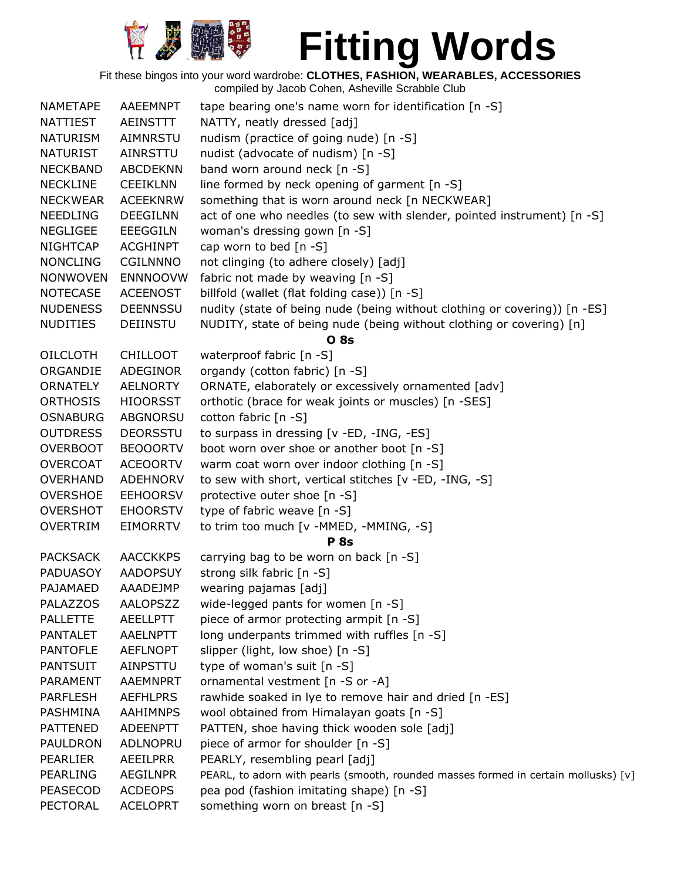# Fitting Words

Fit these bingos into your word wardrobe: **CLOTHES, FASHION, WEARABLES, ACCESSORIES**
compiled by Jacob Cohen, Asheville Scrabble Club

| | | |
|---|---|---|
| NAMETAPE | AAEEMNPT | tape bearing one's name worn for identification [n -S] |
| NATTIEST | AEINSTTT | NATTY, neatly dressed [adj] |
| NATURISM | AIMNRSTU | nudism (practice of going nude) [n -S] |
| NATURIST | AINRSTTU | nudist (advocate of nudism) [n -S] |
| NECKBAND | ABCDEKNN | band worn around neck [n -S] |
| NECKLINE | CEEIKLNN | line formed by neck opening of garment [n -S] |
| NECKWEAR | ACEEKNRW | something that is worn around neck [n NECKWEAR] |
| NEEDLING | DEEGILNN | act of one who needles (to sew with slender, pointed instrument) [n -S] |
| NEGLIGEE | EEEGGILN | woman's dressing gown [n -S] |
| NIGHTCAP | ACGHINPT | cap worn to bed [n -S] |
| NONCLING | CGILNNNO | not clinging (to adhere closely) [adj] |
| NONWOVEN | ENNNOOVW | fabric not made by weaving [n -S] |
| NOTECASE | ACEENOST | billfold (wallet (flat folding case)) [n -S] |
| NUDENESS | DEENNSSU | nudity (state of being nude (being without clothing or covering)) [n -ES] |
| NUDITIES | DEIINSTU | NUDITY, state of being nude (being without clothing or covering) [n] |
| | **O 8s** | |
| OILCLOTH | CHILLOOT | waterproof fabric [n -S] |
| ORGANDIE | ADEGINOR | organdy (cotton fabric) [n -S] |
| ORNATELY | AELNORTY | ORNATE, elaborately or excessively ornamented [adv] |
| ORTHOSIS | HIOORSST | orthotic (brace for weak joints or muscles) [n -SES] |
| OSNABURG | ABGNORSU | cotton fabric [n -S] |
| OUTDRESS | DEORSSTU | to surpass in dressing [v -ED, -ING, -ES] |
| OVERBOOT | BEOOORTV | boot worn over shoe or another boot [n -S] |
| OVERCOAT | ACEOORTV | warm coat worn over indoor clothing [n -S] |
| OVERHAND | ADEHNORV | to sew with short, vertical stitches [v -ED, -ING, -S] |
| OVERSHOE | EEHOORSV | protective outer shoe [n -S] |
| OVERSHOT | EHOORSTV | type of fabric weave [n -S] |
| OVERTRIM | EIMORRTV | to trim too much [v -MMED, -MMING, -S] |
| | **P 8s** | |
| PACKSACK | AACCKKPS | carrying bag to be worn on back [n -S] |
| PADUASOY | AADOPSUY | strong silk fabric [n -S] |
| PAJAMAED | AAADEJMP | wearing pajamas [adj] |
| PALAZZOS | AALOPSZZ | wide-legged pants for women [n -S] |
| PALLETTE | AEELLPTT | piece of armor protecting armpit [n -S] |
| PANTALET | AAELNPTT | long underpants trimmed with ruffles [n -S] |
| PANTOFLE | AEFLNOPT | slipper (light, low shoe) [n -S] |
| PANTSUIT | AINPSTTU | type of woman's suit [n -S] |
| PARAMENT | AAEMNPRT | ornamental vestment [n -S or -A] |
| PARFLESH | AEFHLPRS | rawhide soaked in lye to remove hair and dried [n -ES] |
| PASHMINA | AAHIMNPS | wool obtained from Himalayan goats [n -S] |
| PATTENED | ADEENPTT | PATTEN, shoe having thick wooden sole [adj] |
| PAULDRON | ADLNOPRU | piece of armor for shoulder [n -S] |
| PEARLIER | AEEILPRR | PEARLY, resembling pearl [adj] |
| PEARLING | AEGILNPR | PEARL, to adorn with pearls (smooth, rounded masses formed in certain mollusks) [v] |
| PEASECOD | ACDEOPS | pea pod (fashion imitating shape) [n -S] |
| PECTORAL | ACELOPRT | something worn on breast [n -S] |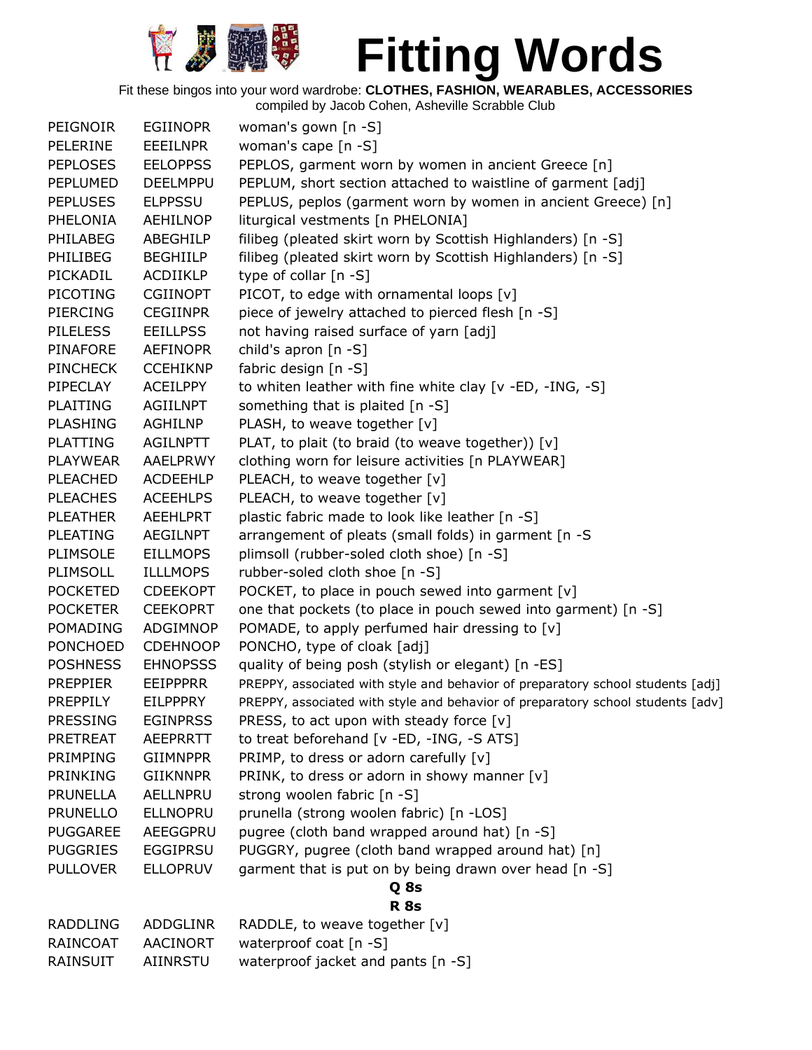# Fitting Words

Fit these bingos into your word wardrobe: **CLOTHES, FASHION, WEARABLES, ACCESSORIES**
compiled by Jacob Cohen, Asheville Scrabble Club

| | | |
|---|---|---|
| PEIGNOIR | EGIINOPR | woman's gown [n -S] |
| PELERINE | EEEILNPR | woman's cape [n -S] |
| PEPLOSES | EELOPPSS | PEPLOS, garment worn by women in ancient Greece [n] |
| PEPLUMED | DEELMPPU | PEPLUM, short section attached to waistline of garment [adj] |
| PEPLUSES | ELPPSSU | PEPLUS, peplos (garment worn by women in ancient Greece) [n] |
| PHELONIA | AEHILNOP | liturgical vestments [n PHELONIA] |
| PHILABEG | ABEGHILP | filibeg (pleated skirt worn by Scottish Highlanders) [n -S] |
| PHILIBEG | BEGHIILP | filibeg (pleated skirt worn by Scottish Highlanders) [n -S] |
| PICKADIL | ACDIIKLP | type of collar [n -S] |
| PICOTING | CGIINOPT | PICOT, to edge with ornamental loops [v] |
| PIERCING | CEGIINPR | piece of jewelry attached to pierced flesh [n -S] |
| PILELESS | EEILLPSS | not having raised surface of yarn [adj] |
| PINAFORE | AEFINOPR | child's apron [n -S] |
| PINCHECK | CCEHIKNP | fabric design [n -S] |
| PIPECLAY | ACEILPPY | to whiten leather with fine white clay [v -ED, -ING, -S] |
| PLAITING | AGIILNPT | something that is plaited [n -S] |
| PLASHING | AGHILNP | PLASH, to weave together [v] |
| PLATTING | AGILNPTT | PLAT, to plait (to braid (to weave together)) [v] |
| PLAYWEAR | AAELPRWY | clothing worn for leisure activities [n PLAYWEAR] |
| PLEACHED | ACDEEHLP | PLEACH, to weave together [v] |
| PLEACHES | ACEEHLPS | PLEACH, to weave together [v] |
| PLEATHER | AEEHLPRT | plastic fabric made to look like leather [n -S] |
| PLEATING | AEGILNPT | arrangement of pleats (small folds) in garment [n -S |
| PLIMSOLE | EILLMOPS | plimsoll (rubber-soled cloth shoe) [n -S] |
| PLIMSOLL | ILLLMOPS | rubber-soled cloth shoe [n -S] |
| POCKETED | CDEEKOPT | POCKET, to place in pouch sewed into garment [v] |
| POCKETER | CEEKOPRT | one that pockets (to place in pouch sewed into garment) [n -S] |
| POMADING | ADGIMNOP | POMADE, to apply perfumed hair dressing to [v] |
| PONCHOED | CDEHNOOP | PONCHO, type of cloak [adj] |
| POSHNESS | EHNOPSSS | quality of being posh (stylish or elegant) [n -ES] |
| PREPPIER | EEIPPPRR | PREPPY, associated with style and behavior of preparatory school students [adj] |
| PREPPILY | EILPPPRY | PREPPY, associated with style and behavior of preparatory school students [adv] |
| PRESSING | EGINPRSS | PRESS, to act upon with steady force [v] |
| PRETREAT | AEEPRRTT | to treat beforehand [v -ED, -ING, -S ATS] |
| PRIMPING | GIIMNPPR | PRIMP, to dress or adorn carefully [v] |
| PRINKING | GIIKNNPR | PRINK, to dress or adorn in showy manner [v] |
| PRUNELLA | AELLNPRU | strong woolen fabric [n -S] |
| PRUNELLO | ELLNOPRU | prunella (strong woolen fabric) [n -LOS] |
| PUGGAREE | AEEGGPRU | pugree (cloth band wrapped around hat) [n -S] |
| PUGGRIES | EGGIPRSU | PUGGRY, pugree (cloth band wrapped around hat) [n] |
| PULLOVER | ELLOPRUV | garment that is put on by being drawn over head [n -S] |

**Q 8s**

**R 8s**

| | | |
|---|---|---|
| RADDLING | ADDGLINR | RADDLE, to weave together [v] |
| RAINCOAT | AACINORT | waterproof coat [n -S] |
| RAINSUIT | AIINRSTU | waterproof jacket and pants [n -S] |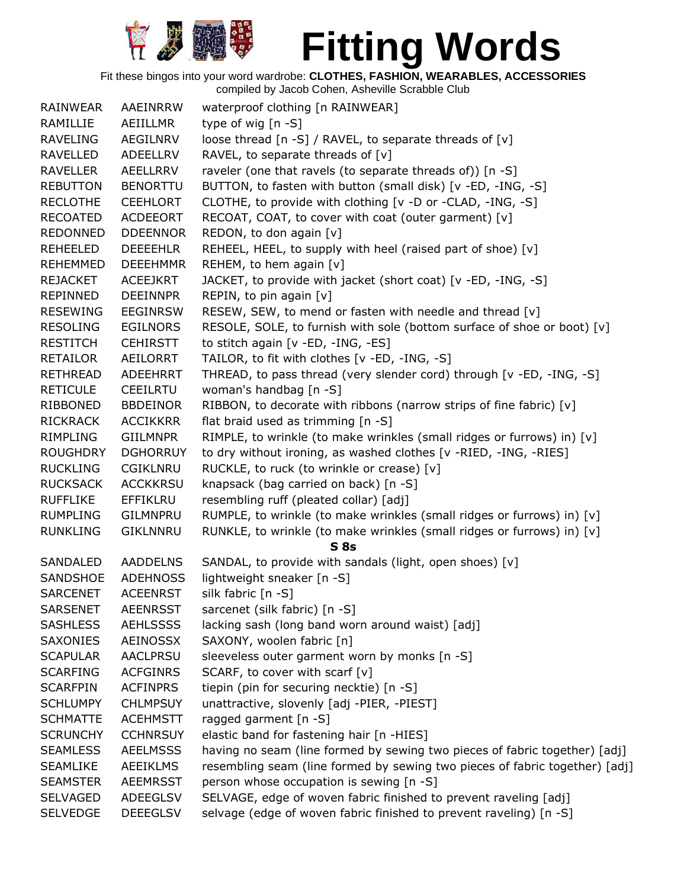# Fitting Words

Fit these bingos into your word wardrobe: **CLOTHES, FASHION, WEARABLES, ACCESSORIES**
compiled by Jacob Cohen, Asheville Scrabble Club

| | | |
|---|---|---|
| RAINWEAR | AAEINRRW | waterproof clothing [n RAINWEAR] |
| RAMILLIE | AEIILLMR | type of wig [n -S] |
| RAVELING | AEGILNRV | loose thread [n -S] / RAVEL, to separate threads of [v] |
| RAVELLED | ADEELLRV | RAVEL, to separate threads of [v] |
| RAVELLER | AEELLRRV | raveler (one that ravels (to separate threads of)) [n -S] |
| REBUTTON | BENORTTU | BUTTON, to fasten with button (small disk) [v -ED, -ING, -S] |
| RECLOTHE | CEEHLORT | CLOTHE, to provide with clothing [v -D or -CLAD, -ING, -S] |
| RECOATED | ACDEEORT | RECOAT, COAT, to cover with coat (outer garment) [v] |
| REDONNED | DDEENNOR | REDON, to don again [v] |
| REHEELED | DEEEEHLR | REHEEL, HEEL, to supply with heel (raised part of shoe) [v] |
| REHEMMED | DEEEHMMR | REHEM, to hem again [v] |
| REJACKET | ACEEJKRT | JACKET, to provide with jacket (short coat) [v -ED, -ING, -S] |
| REPINNED | DEEINNPR | REPIN, to pin again [v] |
| RESEWING | EEGINRSW | RESEW, SEW, to mend or fasten with needle and thread [v] |
| RESOLING | EGILNORS | RESOLE, SOLE, to furnish with sole (bottom surface of shoe or boot) [v] |
| RESTITCH | CEHIRSTT | to stitch again [v -ED, -ING, -ES] |
| RETAILOR | AEILORRT | TAILOR, to fit with clothes [v -ED, -ING, -S] |
| RETHREAD | ADEEHRRT | THREAD, to pass thread (very slender cord) through [v -ED, -ING, -S] |
| RETICULE | CEEILRTU | woman's handbag [n -S] |
| RIBBONED | BBDEINOR | RIBBON, to decorate with ribbons (narrow strips of fine fabric) [v] |
| RICKRACK | ACCIKKRR | flat braid used as trimming [n -S] |
| RIMPLING | GIILMNPR | RIMPLE, to wrinkle (to make wrinkles (small ridges or furrows) in) [v] |
| ROUGHDRY | DGHORRUY | to dry without ironing, as washed clothes [v -RIED, -ING, -RIES] |
| RUCKLING | CGIKLNRU | RUCKLE, to ruck (to wrinkle or crease) [v] |
| RUCKSACK | ACCKKRSU | knapsack (bag carried on back) [n -S] |
| RUFFLIKE | EFFIKLRU | resembling ruff (pleated collar) [adj] |
| RUMPLING | GILMNPRU | RUMPLE, to wrinkle (to make wrinkles (small ridges or furrows) in) [v] |
| RUNKLING | GIKLNNRU | RUNKLE, to wrinkle (to make wrinkles (small ridges or furrows) in) [v] |
| | | **S 8s** |
| SANDALED | AADDELNS | SANDAL, to provide with sandals (light, open shoes) [v] |
| SANDSHOE | ADEHNOSS | lightweight sneaker [n -S] |
| SARCENET | ACEENRST | silk fabric [n -S] |
| SARSENET | AEENRSST | sarcenet (silk fabric) [n -S] |
| SASHLESS | AEHLSSSS | lacking sash (long band worn around waist) [adj] |
| SAXONIES | AEINOSSX | SAXONY, woolen fabric [n] |
| SCAPULAR | AACLPRSU | sleeveless outer garment worn by monks [n -S] |
| SCARFING | ACFGINRS | SCARF, to cover with scarf [v] |
| SCARFPIN | ACFINPRS | tiepin (pin for securing necktie) [n -S] |
| SCHLUMPY | CHLMPSUY | unattractive, slovenly [adj -PIER, -PIEST] |
| SCHMATTE | ACEHMSTT | ragged garment [n -S] |
| SCRUNCHY | CCHNRSUY | elastic band for fastening hair [n -HIES] |
| SEAMLESS | AEELMSSS | having no seam (line formed by sewing two pieces of fabric together) [adj] |
| SEAMLIKE | AEEIKLMS | resembling seam (line formed by sewing two pieces of fabric together) [adj] |
| SEAMSTER | AEEMRSST | person whose occupation is sewing [n -S] |
| SELVAGED | ADEEGLSV | SELVAGE, edge of woven fabric finished to prevent raveling [adj] |
| SELVEDGE | DEEEGLSV | selvage (edge of woven fabric finished to prevent raveling) [n -S] |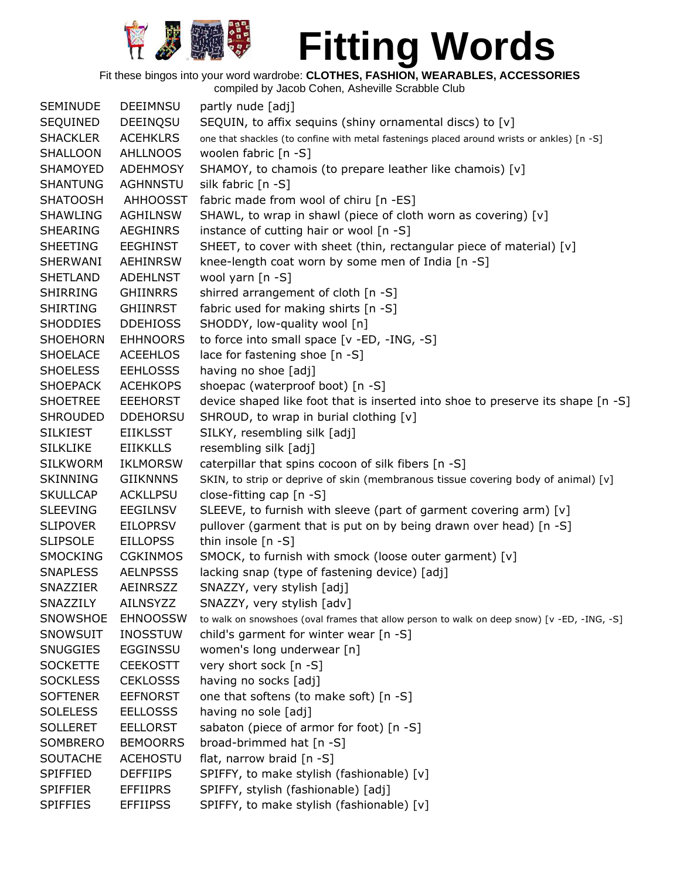# Fitting Words

Fit these bingos into your word wardrobe: **CLOTHES, FASHION, WEARABLES, ACCESSORIES**

compiled by Jacob Cohen, Asheville Scrabble Club

| | | |
|---|---|---|
| SEMINUDE | DEEIMNSU | partly nude [adj] |
| SEQUINED | DEEINQSU | SEQUIN, to affix sequins (shiny ornamental discs) to [v] |
| SHACKLER | ACEHKLRS | one that shackles (to confine with metal fastenings placed around wrists or ankles) [n -S] |
| SHALLOON | AHLLNOOS | woolen fabric [n -S] |
| SHAMOYED | ADEHMOSY | SHAMOY, to chamois (to prepare leather like chamois) [v] |
| SHANTUNG | AGHNNSTU | silk fabric [n -S] |
| SHATOOSH | AHHOOSST | fabric made from wool of chiru [n -ES] |
| SHAWLING | AGHILNSW | SHAWL, to wrap in shawl (piece of cloth worn as covering) [v] |
| SHEARING | AEGHINRS | instance of cutting hair or wool [n -S] |
| SHEETING | EEGHINST | SHEET, to cover with sheet (thin, rectangular piece of material) [v] |
| SHERWANI | AEHINRSW | knee-length coat worn by some men of India [n -S] |
| SHETLAND | ADEHLNST | wool yarn [n -S] |
| SHIRRING | GHIINRRS | shirred arrangement of cloth [n -S] |
| SHIRTING | GHIINRST | fabric used for making shirts [n -S] |
| SHODDIES | DDEHIOSS | SHODDY, low-quality wool [n] |
| SHOEHORN | EHHNOORS | to force into small space [v -ED, -ING, -S] |
| SHOELACE | ACEEHLOS | lace for fastening shoe [n -S] |
| SHOELESS | EEHLOSSS | having no shoe [adj] |
| SHOEPACK | ACEHKOPS | shoepac (waterproof boot) [n -S] |
| SHOETREE | EEEHORST | device shaped like foot that is inserted into shoe to preserve its shape [n -S] |
| SHROUDED | DDEHORSU | SHROUD, to wrap in burial clothing [v] |
| SILKIEST | EIIKLSST | SILKY, resembling silk [adj] |
| SILKLIKE | EIIKKLLS | resembling silk [adj] |
| SILKWORM | IKLMORSW | caterpillar that spins cocoon of silk fibers [n -S] |
| SKINNING | GIIKNNNS | SKIN, to strip or deprive of skin (membranous tissue covering body of animal) [v] |
| SKULLCAP | ACKLLPSU | close-fitting cap [n -S] |
| SLEEVING | EEGILNSV | SLEEVE, to furnish with sleeve (part of garment covering arm) [v] |
| SLIPOVER | EILOPRSV | pullover (garment that is put on by being drawn over head) [n -S] |
| SLIPSOLE | EILLOPSS | thin insole [n -S] |
| SMOCKING | CGKINMOS | SMOCK, to furnish with smock (loose outer garment) [v] |
| SNAPLESS | AELNPSSS | lacking snap (type of fastening device) [adj] |
| SNAZZIER | AEINRSZZ | SNAZZY, very stylish [adj] |
| SNAZZILY | AILNSYZZ | SNAZZY, very stylish [adv] |
| SNOWSHOE | EHNOOSSW | to walk on snowshoes (oval frames that allow person to walk on deep snow) [v -ED, -ING, -S] |
| SNOWSUIT | INOSSTUW | child's garment for winter wear [n -S] |
| SNUGGIES | EGGINSSU | women's long underwear [n] |
| SOCKETTE | CEEKOSTT | very short sock [n -S] |
| SOCKLESS | CEKLOSSS | having no socks [adj] |
| SOFTENER | EEFNORST | one that softens (to make soft) [n -S] |
| SOLELESS | EELLOSSS | having no sole [adj] |
| SOLLERET | EELLORST | sabaton (piece of armor for foot) [n -S] |
| SOMBRERO | BEMOORRS | broad-brimmed hat [n -S] |
| SOUTACHE | ACEHOSTU | flat, narrow braid [n -S] |
| SPIFFIED | DEFFIIPS | SPIFFY, to make stylish (fashionable) [v] |
| SPIFFIER | EFFIIPRS | SPIFFY, stylish (fashionable) [adj] |
| SPIFFIES | EFFIIPSS | SPIFFY, to make stylish (fashionable) [v] |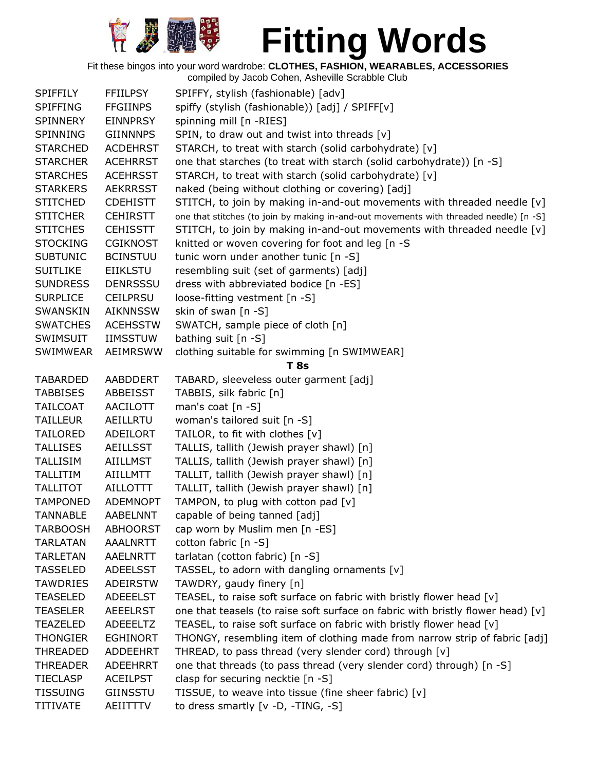# Fitting Words

Fit these bingos into your word wardrobe: **CLOTHES, FASHION, WEARABLES, ACCESSORIES**

compiled by Jacob Cohen, Asheville Scrabble Club

| | | |
|---|---|---|
| SPIFFILY | FFIILPSY | SPIFFY, stylish (fashionable) [adv] |
| SPIFFING | FFGIINPS | spiffy (stylish (fashionable)) [adj] / SPIFF[v] |
| SPINNERY | EINNPRSY | spinning mill [n -RIES] |
| SPINNING | GIINNNPS | SPIN, to draw out and twist into threads [v] |
| STARCHED | ACDEHRST | STARCH, to treat with starch (solid carbohydrate) [v] |
| STARCHER | ACEHRRST | one that starches (to treat with starch (solid carbohydrate)) [n -S] |
| STARCHES | ACEHRSST | STARCH, to treat with starch (solid carbohydrate) [v] |
| STARKERS | AEKRRSST | naked (being without clothing or covering) [adj] |
| STITCHED | CDEHISTT | STITCH, to join by making in-and-out movements with threaded needle [v] |
| STITCHER | CEHIRSTT | one that stitches (to join by making in-and-out movements with threaded needle) [n -S] |
| STITCHES | CEHISSTT | STITCH, to join by making in-and-out movements with threaded needle [v] |
| STOCKING | CGIKNOST | knitted or woven covering for foot and leg [n -S |
| SUBTUNIC | BCINSTUU | tunic worn under another tunic [n -S] |
| SUITLIKE | EIIKLSTU | resembling suit (set of garments) [adj] |
| SUNDRESS | DENRSSSU | dress with abbreviated bodice [n -ES] |
| SURPLICE | CEILPRSU | loose-fitting vestment [n -S] |
| SWANSKIN | AIKNNSSW | skin of swan [n -S] |
| SWATCHES | ACEHSSTW | SWATCH, sample piece of cloth [n] |
| SWIMSUIT | IIMSSTUW | bathing suit [n -S] |
| SWIMWEAR | AEIMRSWW | clothing suitable for swimming [n SWIMWEAR] |

**T 8s**

| | | |
|---|---|---|
| TABARDED | AABDDERT | TABARD, sleeveless outer garment [adj] |
| TABBISES | ABBEISST | TABBIS, silk fabric [n] |
| TAILCOAT | AACILOTT | man's coat [n -S] |
| TAILLEUR | AEILLRTU | woman's tailored suit [n -S] |
| TAILORED | ADEILORT | TAILOR, to fit with clothes [v] |
| TALLISES | AEILLSST | TALLIS, tallith (Jewish prayer shawl) [n] |
| TALLISIM | AIILLMST | TALLIS, tallith (Jewish prayer shawl) [n] |
| TALLITIM | AIILLMTT | TALLIT, tallith (Jewish prayer shawl) [n] |
| TALLITOT | AILLOTTT | TALLIT, tallith (Jewish prayer shawl) [n] |
| TAMPONED | ADEMNOPT | TAMPON, to plug with cotton pad [v] |
| TANNABLE | AABELNNT | capable of being tanned [adj] |
| TARBOOSH | ABHOORST | cap worn by Muslim men [n -ES] |
| TARLATAN | AAALNRTT | cotton fabric [n -S] |
| TARLETAN | AAELNRTT | tarlatan (cotton fabric) [n -S] |
| TASSELED | ADEELSST | TASSEL, to adorn with dangling ornaments [v] |
| TAWDRIES | ADEIRSTW | TAWDRY, gaudy finery [n] |
| TEASELED | ADEEELST | TEASEL, to raise soft surface on fabric with bristly flower head [v] |
| TEASELER | AEEELRST | one that teasels (to raise soft surface on fabric with bristly flower head) [v] |
| TEAZELED | ADEEELTZ | TEASEL, to raise soft surface on fabric with bristly flower head [v] |
| THONGIER | EGHINORT | THONGY, resembling item of clothing made from narrow strip of fabric [adj] |
| THREADED | ADDEEHRT | THREAD, to pass thread (very slender cord) through [v] |
| THREADER | ADEEHRRT | one that threads (to pass thread (very slender cord) through) [n -S] |
| TIECLASP | ACEILPST | clasp for securing necktie [n -S] |
| TISSUING | GIINSSTU | TISSUE, to weave into tissue (fine sheer fabric) [v] |
| TITIVATE | AEIITTTV | to dress smartly [v -D, -TING, -S] |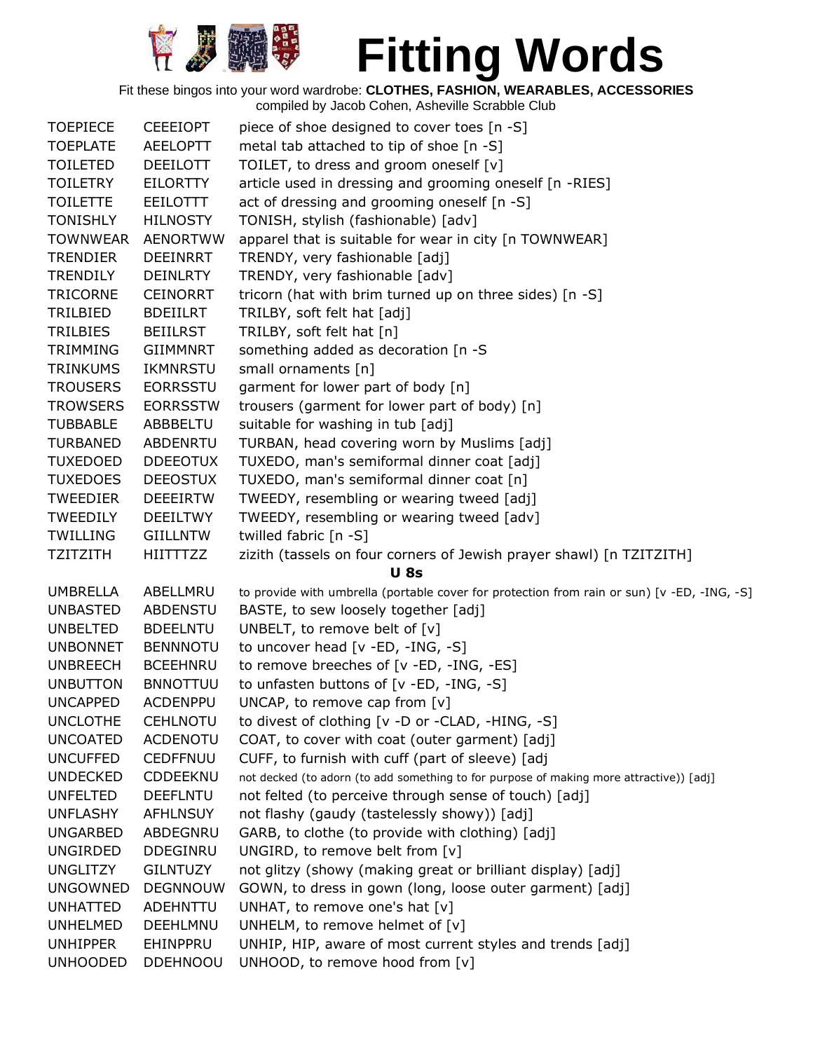# Fitting Words

Fit these bingos into your word wardrobe: **CLOTHES, FASHION, WEARABLES, ACCESSORIES**
compiled by Jacob Cohen, Asheville Scrabble Club

| | | |
|---|---|---|
| TOEPIECE | CEEEIOPT | piece of shoe designed to cover toes [n -S] |
| TOEPLATE | AEELOPTT | metal tab attached to tip of shoe [n -S] |
| TOILETED | DEEILOTT | TOILET, to dress and groom oneself [v] |
| TOILETRY | EILORTTY | article used in dressing and grooming oneself [n -RIES] |
| TOILETTE | EEILOTTT | act of dressing and grooming oneself [n -S] |
| TONISHLY | HILNOSTY | TONISH, stylish (fashionable) [adv] |
| TOWNWEAR | AENORTWW | apparel that is suitable for wear in city [n TOWNWEAR] |
| TRENDIER | DEEINRRT | TRENDY, very fashionable [adj] |
| TRENDILY | DEINLRTY | TRENDY, very fashionable [adv] |
| TRICORNE | CEINORRT | tricorn (hat with brim turned up on three sides) [n -S] |
| TRILBIED | BDEIILRT | TRILBY, soft felt hat [adj] |
| TRILBIES | BEIILRST | TRILBY, soft felt hat [n] |
| TRIMMING | GIIMMNRT | something added as decoration [n -S |
| TRINKUMS | IKMNRSTU | small ornaments [n] |
| TROUSERS | EORRSSTU | garment for lower part of body [n] |
| TROWSERS | EORRSSTW | trousers (garment for lower part of body) [n] |
| TUBBABLE | ABBBELTU | suitable for washing in tub [adj] |
| TURBANED | ABDENRTU | TURBAN, head covering worn by Muslims [adj] |
| TUXEDOED | DDEEOTUX | TUXEDO, man's semiformal dinner coat [adj] |
| TUXEDOES | DEEOSTUX | TUXEDO, man's semiformal dinner coat [n] |
| TWEEDIER | DEEEIRTW | TWEEDY, resembling or wearing tweed [adj] |
| TWEEDILY | DEEILTWY | TWEEDY, resembling or wearing tweed [adv] |
| TWILLING | GIILLNTW | twilled fabric [n -S] |
| TZITZITH | HIITTTZZ | zizith (tassels on four corners of Jewish prayer shawl) [n TZITZITH] |

**U 8s**

| | | |
|---|---|---|
| UMBRELLA | ABELLMRU | to provide with umbrella (portable cover for protection from rain or sun) [v -ED, -ING, -S] |
| UNBASTED | ABDENSTU | BASTE, to sew loosely together [adj] |
| UNBELTED | BDEELNTU | UNBELT, to remove belt of [v] |
| UNBONNET | BENNNOTU | to uncover head [v -ED, -ING, -S] |
| UNBREECH | BCEEHNRU | to remove breeches of [v -ED, -ING, -ES] |
| UNBUTTON | BNNOTTUU | to unfasten buttons of [v -ED, -ING, -S] |
| UNCAPPED | ACDENPPU | UNCAP, to remove cap from [v] |
| UNCLOTHE | CEHLNOTU | to divest of clothing [v -D or -CLAD, -HING, -S] |
| UNCOATED | ACDENOTU | COAT, to cover with coat (outer garment) [adj] |
| UNCUFFED | CEDFFNUU | CUFF, to furnish with cuff (part of sleeve) [adj |
| UNDECKED | CDDEEKNU | not decked (to adorn (to add something to for purpose of making more attractive)) [adj] |
| UNFELTED | DEEFLNTU | not felted (to perceive through sense of touch) [adj] |
| UNFLASHY | AFHLNSUY | not flashy (gaudy (tastelessly showy)) [adj] |
| UNGARBED | ABDEGNRU | GARB, to clothe (to provide with clothing) [adj] |
| UNGIRDED | DDEGINRU | UNGIRD, to remove belt from [v] |
| UNGLITZY | GILNTUZY | not glitzy (showy (making great or brilliant display) [adj] |
| UNGOWNED | DEGNNOUW | GOWN, to dress in gown (long, loose outer garment) [adj] |
| UNHATTED | ADEHNTTU | UNHAT, to remove one's hat [v] |
| UNHELMED | DEEHLMNU | UNHELM, to remove helmet of [v] |
| UNHIPPER | EHINPPRU | UNHIP, HIP, aware of most current styles and trends [adj] |
| UNHOODED | DDEHNOOU | UNHOOD, to remove hood from [v] |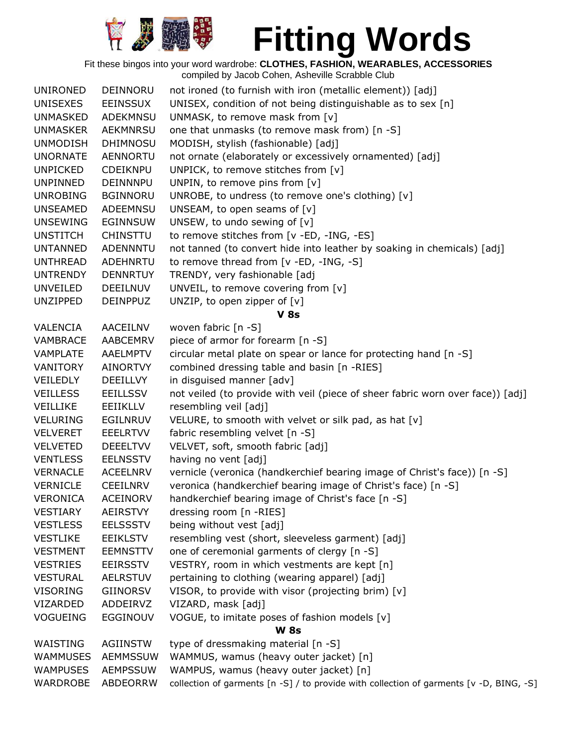# Fitting Words

Fit these bingos into your word wardrobe: **CLOTHES, FASHION, WEARABLES, ACCESSORIES**
compiled by Jacob Cohen, Asheville Scrabble Club

| | | |
|---|---|---|
| UNIRONED | DEINNORU | not ironed (to furnish with iron (metallic element)) [adj] |
| UNISEXES | EEINSSUX | UNISEX, condition of not being distinguishable as to sex [n] |
| UNMASKED | ADEKMNSU | UNMASK, to remove mask from [v] |
| UNMASKER | AEKMNRSU | one that unmasks (to remove mask from) [n -S] |
| UNMODISH | DHIMNOSU | MODISH, stylish (fashionable) [adj] |
| UNORNATE | AENNORTU | not ornate (elaborately or excessively ornamented) [adj] |
| UNPICKED | CDEIKNPU | UNPICK, to remove stitches from [v] |
| UNPINNED | DEINNNPU | UNPIN, to remove pins from [v] |
| UNROBING | BGINNORU | UNROBE, to undress (to remove one's clothing) [v] |
| UNSEAMED | ADEEMNSU | UNSEAM, to open seams of [v] |
| UNSEWING | EGINNSUW | UNSEW, to undo sewing of [v] |
| UNSTITCH | CHINSTTU | to remove stitches from [v -ED, -ING, -ES] |
| UNTANNED | ADENNNTU | not tanned (to convert hide into leather by soaking in chemicals) [adj] |
| UNTHREAD | ADEHNRTU | to remove thread from [v -ED, -ING, -S] |
| UNTRENDY | DENNRTUY | TRENDY, very fashionable [adj |
| UNVEILED | DEEILNUV | UNVEIL, to remove covering from [v] |
| UNZIPPED | DEINPPUZ | UNZIP, to open zipper of [v] |

**V 8s**

| | | |
|---|---|---|
| VALENCIA | AACEILNV | woven fabric [n -S] |
| VAMBRACE | AABCEMRV | piece of armor for forearm [n -S] |
| VAMPLATE | AAELMPTV | circular metal plate on spear or lance for protecting hand [n -S] |
| VANITORY | AINORTVY | combined dressing table and basin [n -RIES] |
| VEILEDLY | DEEILLVY | in disguised manner [adv] |
| VEILLESS | EEILLSSV | not veiled (to provide with veil (piece of sheer fabric worn over face)) [adj] |
| VEILLIKE | EEIIKLLV | resembling veil [adj] |
| VELURING | EGILNRUV | VELURE, to smooth with velvet or silk pad, as hat [v] |
| VELVERET | EEELRTVV | fabric resembling velvet [n -S] |
| VELVETED | DEEELTVV | VELVET, soft, smooth fabric [adj] |
| VENTLESS | EELNSSTV | having no vent [adj] |
| VERNACLE | ACEELNRV | vernicle (veronica (handkerchief bearing image of Christ's face)) [n -S] |
| VERNICLE | CEEILNRV | veronica (handkerchief bearing image of Christ's face) [n -S] |
| VERONICA | ACEINORV | handkerchief bearing image of Christ's face [n -S] |
| VESTIARY | AEIRSTVY | dressing room [n -RIES] |
| VESTLESS | EELSSSTV | being without vest [adj] |
| VESTLIKE | EEIKLSTV | resembling vest (short, sleeveless garment) [adj] |
| VESTMENT | EEMNSTTV | one of ceremonial garments of clergy [n -S] |
| VESTRIES | EEIRSSTV | VESTRY, room in which vestments are kept [n] |
| VESTURAL | AELRSTUV | pertaining to clothing (wearing apparel) [adj] |
| VISORING | GIINORSV | VISOR, to provide with visor (projecting brim) [v] |
| VIZARDED | ADDEIRVZ | VIZARD, mask [adj] |
| VOGUEING | EGGINOUV | VOGUE, to imitate poses of fashion models [v] |

**W 8s**

| | | |
|---|---|---|
| WAISTING | AGIINSTW | type of dressmaking material [n -S] |
| WAMMUSES | AEMMSSUW | WAMMUS, wamus (heavy outer jacket) [n] |
| WAMPUSES | AEMPSSUW | WAMPUS, wamus (heavy outer jacket) [n] |
| WARDROBE | ABDEORRW | collection of garments [n -S] / to provide with collection of garments [v -D, BING, -S] |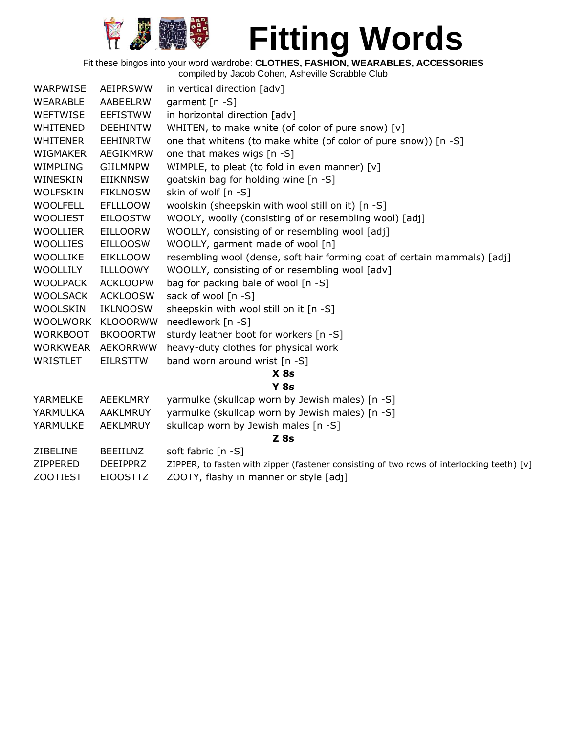# Fitting Words

Fit these bingos into your word wardrobe: **CLOTHES, FASHION, WEARABLES, ACCESSORIES**
compiled by Jacob Cohen, Asheville Scrabble Club

| | | |
|---|---|---|
| WARPWISE | AEIPRSWW | in vertical direction [adv] |
| WEARABLE | AABEELRW | garment [n -S] |
| WEFTWISE | EEFISTWW | in horizontal direction [adv] |
| WHITENED | DEEHINTW | WHITEN, to make white (of color of pure snow) [v] |
| WHITENER | EEHINRTW | one that whitens (to make white (of color of pure snow)) [n -S] |
| WIGMAKER | AEGIKMRW | one that makes wigs [n -S] |
| WIMPLING | GIILMNPW | WIMPLE, to pleat (to fold in even manner) [v] |
| WINESKIN | EIIKNNSW | goatskin bag for holding wine [n -S] |
| WOLFSKIN | FIKLNOSW | skin of wolf [n -S] |
| WOOLFELL | EFLLLOOW | woolskin (sheepskin with wool still on it) [n -S] |
| WOOLIEST | EILOOSTW | WOOLY, woolly (consisting of or resembling wool) [adj] |
| WOOLLIER | EILLOORW | WOOLLY, consisting of or resembling wool [adj] |
| WOOLLIES | EILLOOSW | WOOLLY, garment made of wool [n] |
| WOOLLIKE | EIKLLOOW | resembling wool (dense, soft hair forming coat of certain mammals) [adj] |
| WOOLLILY | ILLLOOWY | WOOLLY, consisting of or resembling wool [adv] |
| WOOLPACK | ACKLOOPW | bag for packing bale of wool [n -S] |
| WOOLSACK | ACKLOOSW | sack of wool [n -S] |
| WOOLSKIN | IKLNOOSW | sheepskin with wool still on it [n -S] |
| WOOLWORK | KLOOORWW | needlework [n -S] |
| WORKBOOT | BKOOORTW | sturdy leather boot for workers [n -S] |
| WORKWEAR | AEKORRWW | heavy-duty clothes for physical work |
| WRISTLET | EILRSTTW | band worn around wrist [n -S] |

**X 8s**

**Y 8s**

| | | |
|---|---|---|
| YARMELKE | AEEKLMRY | yarmulke (skullcap worn by Jewish males) [n -S] |
| YARMULKA | AAKLMRUY | yarmulke (skullcap worn by Jewish males) [n -S] |
| YARMULKE | AEKLMRUY | skullcap worn by Jewish males [n -S] |

**Z 8s**

| | | |
|---|---|---|
| ZIBELINE | BEEIILNZ | soft fabric [n -S] |
| ZIPPERED | DEEIPPRZ | ZIPPER, to fasten with zipper (fastener consisting of two rows of interlocking teeth) [v] |
| ZOOTIEST | EIOOSTTZ | ZOOTY, flashy in manner or style [adj] |